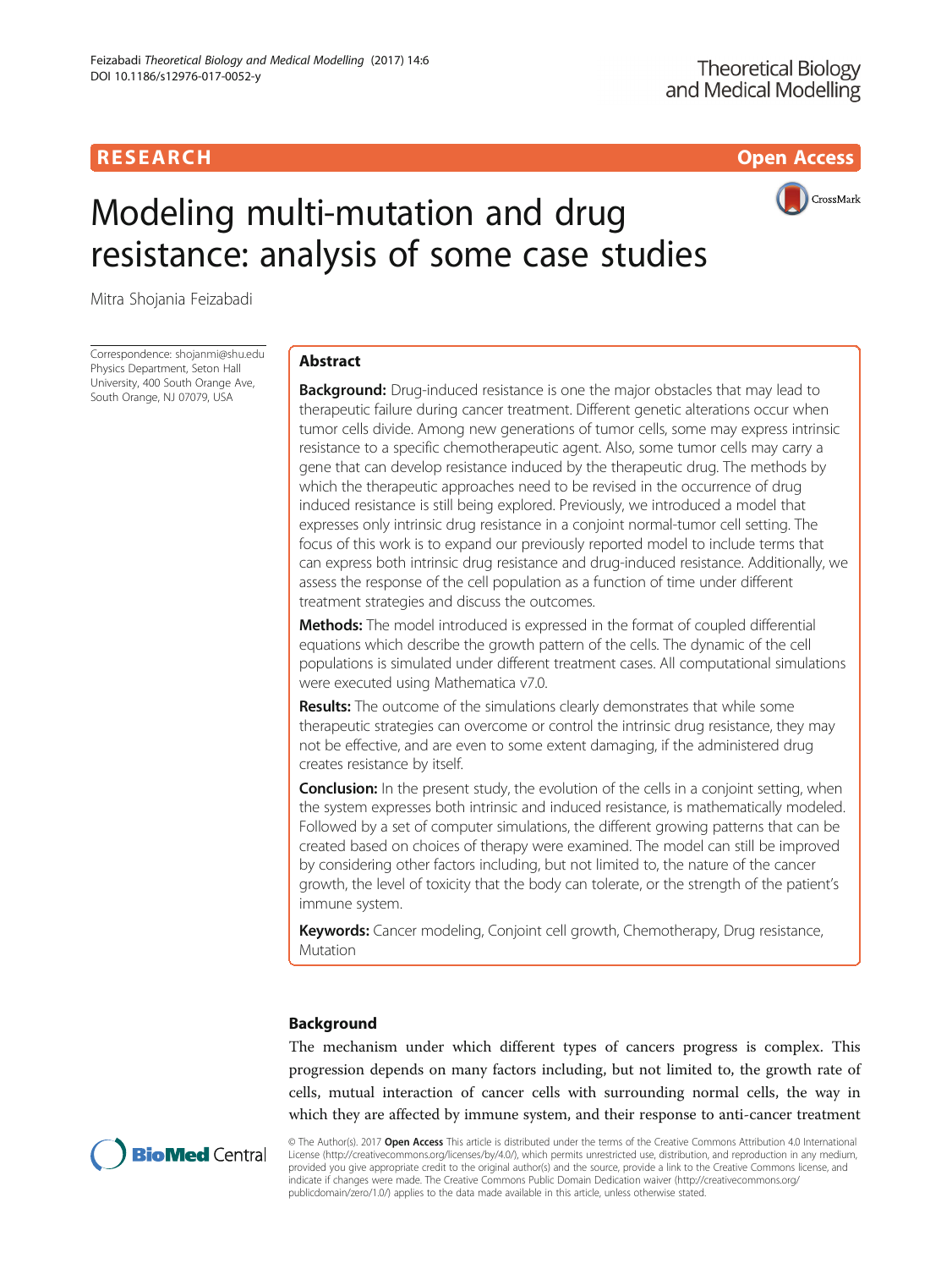RESEARCH

Open Access

# Modeling multi-mutation and drug resistance: analysis of some case studies

Mitra Shojania Feizabadi

Correspondence: shojanmi@shu.edu
Physics Department, Seton Hall University, 400 South Orange Ave, South Orange, NJ 07079, USA

## Abstract

**Background:** Drug-induced resistance is one the major obstacles that may lead to therapeutic failure during cancer treatment. Different genetic alterations occur when tumor cells divide. Among new generations of tumor cells, some may express intrinsic resistance to a specific chemotherapeutic agent. Also, some tumor cells may carry a gene that can develop resistance induced by the therapeutic drug. The methods by which the therapeutic approaches need to be revised in the occurrence of drug induced resistance is still being explored. Previously, we introduced a model that expresses only intrinsic drug resistance in a conjoint normal-tumor cell setting. The focus of this work is to expand our previously reported model to include terms that can express both intrinsic drug resistance and drug-induced resistance. Additionally, we assess the response of the cell population as a function of time under different treatment strategies and discuss the outcomes.

**Methods:** The model introduced is expressed in the format of coupled differential equations which describe the growth pattern of the cells. The dynamic of the cell populations is simulated under different treatment cases. All computational simulations were executed using Mathematica v7.0.

**Results:** The outcome of the simulations clearly demonstrates that while some therapeutic strategies can overcome or control the intrinsic drug resistance, they may not be effective, and are even to some extent damaging, if the administered drug creates resistance by itself.

**Conclusion:** In the present study, the evolution of the cells in a conjoint setting, when the system expresses both intrinsic and induced resistance, is mathematically modeled. Followed by a set of computer simulations, the different growing patterns that can be created based on choices of therapy were examined. The model can still be improved by considering other factors including, but not limited to, the nature of the cancer growth, the level of toxicity that the body can tolerate, or the strength of the patient's immune system.

**Keywords:** Cancer modeling, Conjoint cell growth, Chemotherapy, Drug resistance, Mutation

## Background

The mechanism under which different types of cancers progress is complex. This progression depends on many factors including, but not limited to, the growth rate of cells, mutual interaction of cancer cells with surrounding normal cells, the way in which they are affected by immune system, and their response to anti-cancer treatment

© The Author(s). 2017 **Open Access** This article is distributed under the terms of the Creative Commons Attribution 4.0 International License (http://creativecommons.org/licenses/by/4.0/), which permits unrestricted use, distribution, and reproduction in any medium, provided you give appropriate credit to the original author(s) and the source, provide a link to the Creative Commons license, and indicate if changes were made. The Creative Commons Public Domain Dedication waiver (http://creativecommons.org/publicdomain/zero/1.0/) applies to the data made available in this article, unless otherwise stated.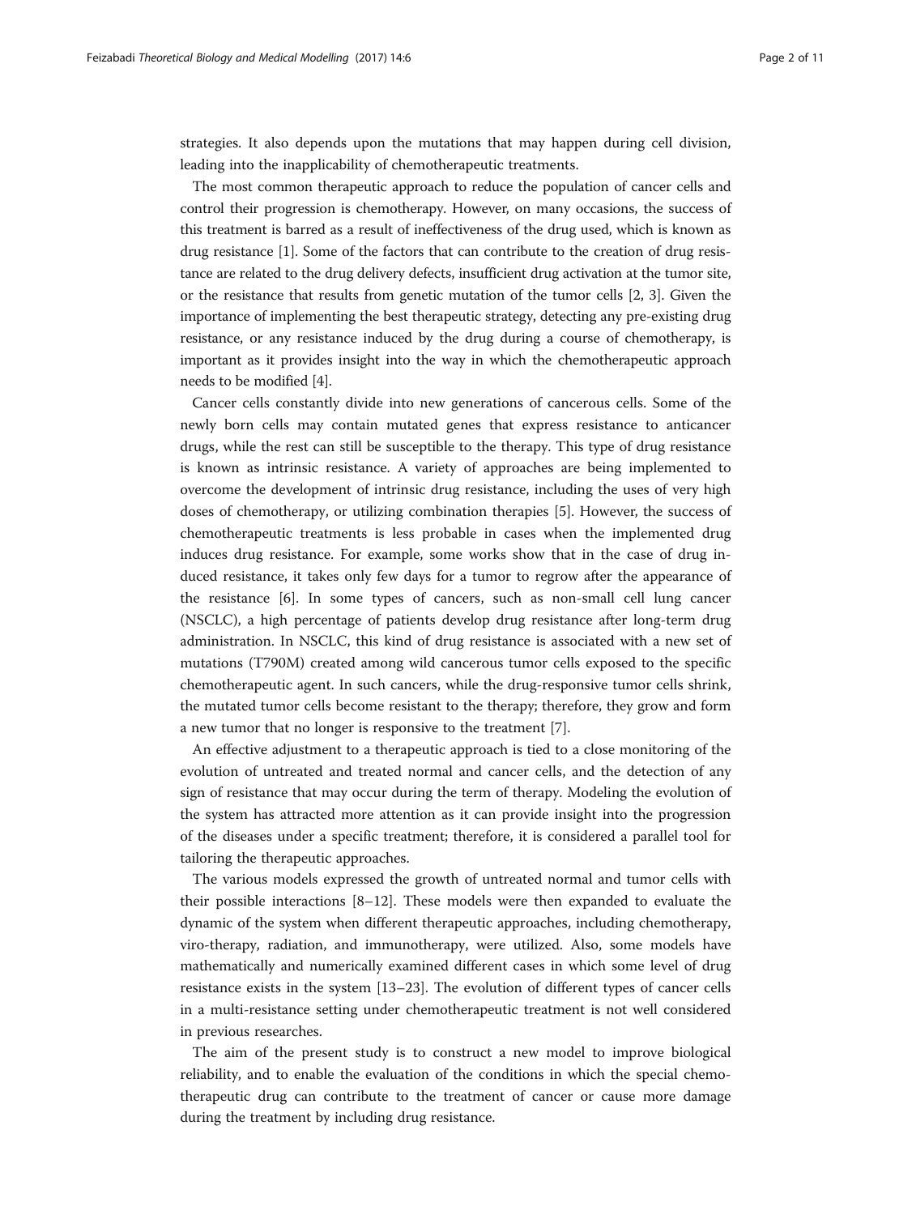strategies. It also depends upon the mutations that may happen during cell division, leading into the inapplicability of chemotherapeutic treatments.

The most common therapeutic approach to reduce the population of cancer cells and control their progression is chemotherapy. However, on many occasions, the success of this treatment is barred as a result of ineffectiveness of the drug used, which is known as drug resistance [1]. Some of the factors that can contribute to the creation of drug resistance are related to the drug delivery defects, insufficient drug activation at the tumor site, or the resistance that results from genetic mutation of the tumor cells [2, 3]. Given the importance of implementing the best therapeutic strategy, detecting any pre-existing drug resistance, or any resistance induced by the drug during a course of chemotherapy, is important as it provides insight into the way in which the chemotherapeutic approach needs to be modified [4].

Cancer cells constantly divide into new generations of cancerous cells. Some of the newly born cells may contain mutated genes that express resistance to anticancer drugs, while the rest can still be susceptible to the therapy. This type of drug resistance is known as intrinsic resistance. A variety of approaches are being implemented to overcome the development of intrinsic drug resistance, including the uses of very high doses of chemotherapy, or utilizing combination therapies [5]. However, the success of chemotherapeutic treatments is less probable in cases when the implemented drug induces drug resistance. For example, some works show that in the case of drug induced resistance, it takes only few days for a tumor to regrow after the appearance of the resistance [6]. In some types of cancers, such as non-small cell lung cancer (NSCLC), a high percentage of patients develop drug resistance after long-term drug administration. In NSCLC, this kind of drug resistance is associated with a new set of mutations (T790M) created among wild cancerous tumor cells exposed to the specific chemotherapeutic agent. In such cancers, while the drug-responsive tumor cells shrink, the mutated tumor cells become resistant to the therapy; therefore, they grow and form a new tumor that no longer is responsive to the treatment [7].

An effective adjustment to a therapeutic approach is tied to a close monitoring of the evolution of untreated and treated normal and cancer cells, and the detection of any sign of resistance that may occur during the term of therapy. Modeling the evolution of the system has attracted more attention as it can provide insight into the progression of the diseases under a specific treatment; therefore, it is considered a parallel tool for tailoring the therapeutic approaches.

The various models expressed the growth of untreated normal and tumor cells with their possible interactions [8–12]. These models were then expanded to evaluate the dynamic of the system when different therapeutic approaches, including chemotherapy, viro-therapy, radiation, and immunotherapy, were utilized. Also, some models have mathematically and numerically examined different cases in which some level of drug resistance exists in the system [13–23]. The evolution of different types of cancer cells in a multi-resistance setting under chemotherapeutic treatment is not well considered in previous researches.

The aim of the present study is to construct a new model to improve biological reliability, and to enable the evaluation of the conditions in which the special chemotherapeutic drug can contribute to the treatment of cancer or cause more damage during the treatment by including drug resistance.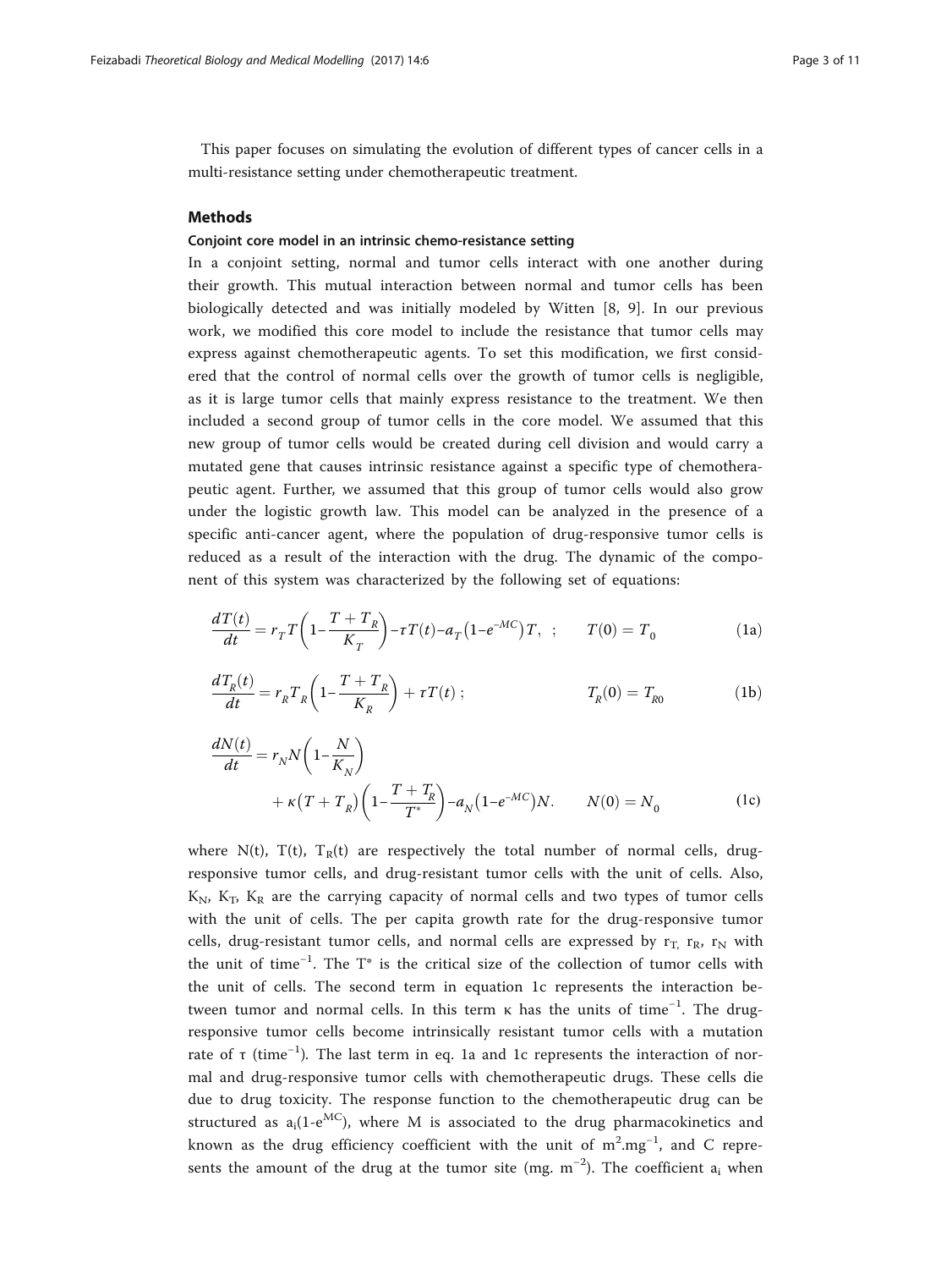This paper focuses on simulating the evolution of different types of cancer cells in a multi-resistance setting under chemotherapeutic treatment.

## Methods

### Conjoint core model in an intrinsic chemo-resistance setting

In a conjoint setting, normal and tumor cells interact with one another during their growth. This mutual interaction between normal and tumor cells has been biologically detected and was initially modeled by Witten [8, 9]. In our previous work, we modified this core model to include the resistance that tumor cells may express against chemotherapeutic agents. To set this modification, we first considered that the control of normal cells over the growth of tumor cells is negligible, as it is large tumor cells that mainly express resistance to the treatment. We then included a second group of tumor cells in the core model. We assumed that this new group of tumor cells would be created during cell division and would carry a mutated gene that causes intrinsic resistance against a specific type of chemotherapeutic agent. Further, we assumed that this group of tumor cells would also grow under the logistic growth law. This model can be analyzed in the presence of a specific anti-cancer agent, where the population of drug-responsive tumor cells is reduced as a result of the interaction with the drug. The dynamic of the component of this system was characterized by the following set of equations:

$$\frac{dT(t)}{dt} = r_T T\left(1 - \frac{T + T_R}{K_T}\right) - \tau T(t) - a_T\left(1 - e^{-MC}\right)T, \quad ; \qquad T(0) = T_0 \tag{1a}$$

$$\frac{dT_R(t)}{dt} = r_R T_R\left(1 - \frac{T + T_R}{K_R}\right) + \tau T(t) \, ; \qquad T_R(0) = T_{R0} \tag{1b}$$

$$\frac{dN(t)}{dt} = r_N N\left(1 - \frac{N}{K_N}\right) + \kappa\left(T + T_R\right)\left(1 - \frac{T + T_R}{T^*}\right) - a_N\left(1 - e^{-MC}\right)N. \qquad N(0) = N_0 \tag{1c}$$

where N(t), T(t), $T_R(t)$ are respectively the total number of normal cells, drug-responsive tumor cells, and drug-resistant tumor cells with the unit of cells. Also, $K_N$, $K_T$, $K_R$ are the carrying capacity of normal cells and two types of tumor cells with the unit of cells. The per capita growth rate for the drug-responsive tumor cells, drug-resistant tumor cells, and normal cells are expressed by $r_T$, $r_R$, $r_N$ with the unit of $\text{time}^{-1}$. The $T^*$ is the critical size of the collection of tumor cells with the unit of cells. The second term in equation 1c represents the interaction between tumor and normal cells. In this term κ has the units of $\text{time}^{-1}$. The drug-responsive tumor cells become intrinsically resistant tumor cells with a mutation rate of τ ($\text{time}^{-1}$). The last term in eq. 1a and 1c represents the interaction of normal and drug-responsive tumor cells with chemotherapeutic drugs. These cells die due to drug toxicity. The response function to the chemotherapeutic drug can be structured as $a_i(1\text{-}e^{MC})$, where M is associated to the drug pharmacokinetics and known as the drug efficiency coefficient with the unit of $m^2.mg^{-1}$, and C represents the amount of the drug at the tumor site ($mg.\ m^{-2}$). The coefficient $a_i$ when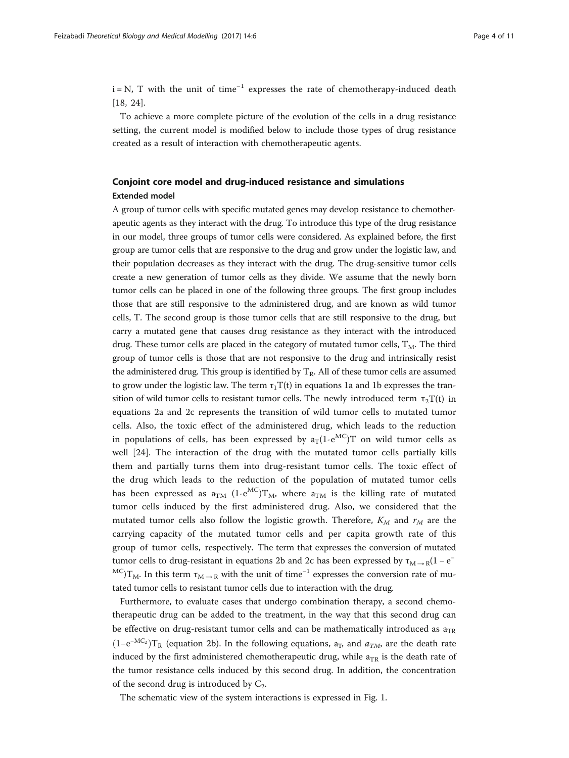i = N, T with the unit of time$^{-1}$ expresses the rate of chemotherapy-induced death [18, 24].

To achieve a more complete picture of the evolution of the cells in a drug resistance setting, the current model is modified below to include those types of drug resistance created as a result of interaction with chemotherapeutic agents.

## Conjoint core model and drug-induced resistance and simulations

### Extended model

A group of tumor cells with specific mutated genes may develop resistance to chemotherapeutic agents as they interact with the drug. To introduce this type of the drug resistance in our model, three groups of tumor cells were considered. As explained before, the first group are tumor cells that are responsive to the drug and grow under the logistic law, and their population decreases as they interact with the drug. The drug-sensitive tumor cells create a new generation of tumor cells as they divide. We assume that the newly born tumor cells can be placed in one of the following three groups. The first group includes those that are still responsive to the administered drug, and are known as wild tumor cells, T. The second group is those tumor cells that are still responsive to the drug, but carry a mutated gene that causes drug resistance as they interact with the introduced drug. These tumor cells are placed in the category of mutated tumor cells, $T_M$. The third group of tumor cells is those that are not responsive to the drug and intrinsically resist the administered drug. This group is identified by $T_R$. All of these tumor cells are assumed to grow under the logistic law. The term $\tau_1 T(t)$ in equations 1a and 1b expresses the transition of wild tumor cells to resistant tumor cells. The newly introduced term $\tau_2 T(t)$ in equations 2a and 2c represents the transition of wild tumor cells to mutated tumor cells. Also, the toxic effect of the administered drug, which leads to the reduction in populations of cells, has been expressed by $a_T(1\text{-}e^{MC})T$ on wild tumor cells as well [24]. The interaction of the drug with the mutated tumor cells partially kills them and partially turns them into drug-resistant tumor cells. The toxic effect of the drug which leads to the reduction of the population of mutated tumor cells has been expressed as $a_{TM}$ $(1\text{-}e^{MC})T_M$, where $a_{TM}$ is the killing rate of mutated tumor cells induced by the first administered drug. Also, we considered that the mutated tumor cells also follow the logistic growth. Therefore, $K_M$ and $r_M$ are the carrying capacity of the mutated tumor cells and per capita growth rate of this group of tumor cells, respectively. The term that expresses the conversion of mutated tumor cells to drug-resistant in equations 2b and 2c has been expressed by $\tau_{M\rightarrow R}(1 - e^{-MC})T_M$. In this term $\tau_{M\rightarrow R}$ with the unit of time$^{-1}$ expresses the conversion rate of mutated tumor cells to resistant tumor cells due to interaction with the drug.

Furthermore, to evaluate cases that undergo combination therapy, a second chemotherapeutic drug can be added to the treatment, in the way that this second drug can be effective on drug-resistant tumor cells and can be mathematically introduced as $a_{TR}$ $(1\text{–}e^{-MC_2})T_R$ (equation 2b). In the following equations, $a_T$, and $a_{TM}$, are the death rate induced by the first administered chemotherapeutic drug, while $a_{TR}$ is the death rate of the tumor resistance cells induced by this second drug. In addition, the concentration of the second drug is introduced by $C_2$.

The schematic view of the system interactions is expressed in Fig. 1.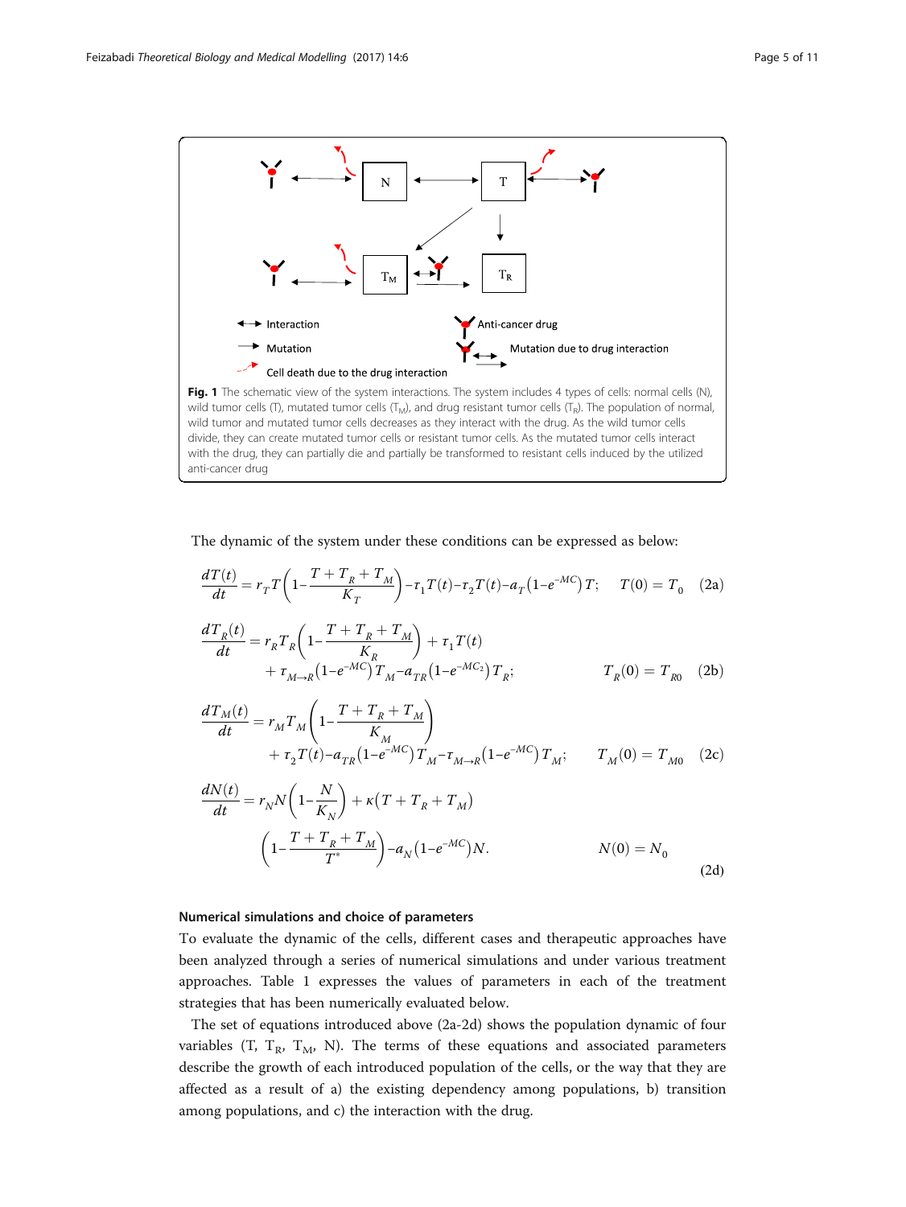Interaction

Mutation

Cell death due to the drug interaction

Anti-cancer drug

Mutation due to drug interaction

**Fig. 1** The schematic view of the system interactions. The system includes 4 types of cells: normal cells (N), wild tumor cells (T), mutated tumor cells ($T_M$), and drug resistant tumor cells ($T_R$). The population of normal, wild tumor and mutated tumor cells decreases as they interact with the drug. As the wild tumor cells divide, they can create mutated tumor cells or resistant tumor cells. As the mutated tumor cells interact with the drug, they can partially die and partially be transformed to resistant cells induced by the utilized anti-cancer drug

The dynamic of the system under these conditions can be expressed as below:

$$\frac{dT(t)}{dt} = r_T T\left(1-\frac{T+T_R+T_M}{K_T}\right) - \tau_1 T(t) - \tau_2 T(t) - a_T\left(1-e^{-MC}\right)T; \qquad T(0) = T_0 \tag{2a}$$

$$\frac{dT_R(t)}{dt} = r_R T_R\left(1-\frac{T+T_R+T_M}{K_R}\right) + \tau_1 T(t) + \tau_{M\to R}\left(1-e^{-MC}\right)T_M - a_{TR}\left(1-e^{-MC_2}\right)T_R; \qquad T_R(0) = T_{R0} \tag{2b}$$

$$\frac{dT_M(t)}{dt} = r_M T_M\left(1-\frac{T+T_R+T_M}{K_M}\right) + \tau_2 T(t) - a_{TR}\left(1-e^{-MC}\right)T_M - \tau_{M\to R}\left(1-e^{-MC}\right)T_M; \qquad T_M(0) = T_{M0} \tag{2c}$$

$$\frac{dN(t)}{dt} = r_N N\left(1-\frac{N}{K_N}\right) + \kappa\left(T+T_R+T_M\right)\left(1-\frac{T+T_R+T_M}{T^*}\right) - a_N\left(1-e^{-MC}\right)N. \qquad N(0) = N_0 \tag{2d}$$

### Numerical simulations and choice of parameters

To evaluate the dynamic of the cells, different cases and therapeutic approaches have been analyzed through a series of numerical simulations and under various treatment approaches. Table 1 expresses the values of parameters in each of the treatment strategies that has been numerically evaluated below.

The set of equations introduced above (2a-2d) shows the population dynamic of four variables (T, $T_R$, $T_M$, N). The terms of these equations and associated parameters describe the growth of each introduced population of the cells, or the way that they are affected as a result of a) the existing dependency among populations, b) transition among populations, and c) the interaction with the drug.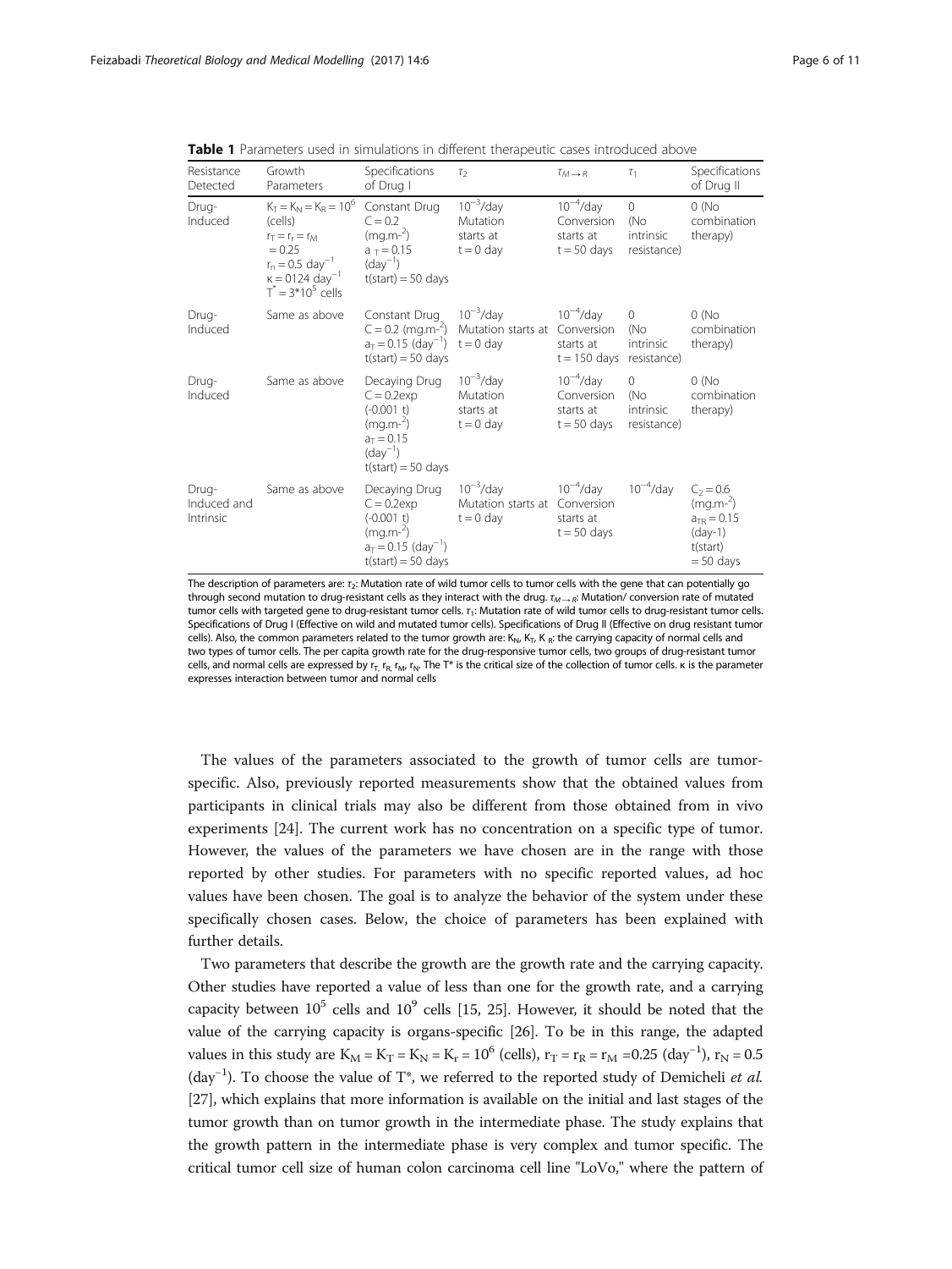**Table 1** Parameters used in simulations in different therapeutic cases introduced above

| Resistance Detected | Growth Parameters | Specifications of Drug I | $\tau_2$ | $\tau_{M \to R}$ | $\tau_1$ | Specifications of Drug II |
|---|---|---|---|---|---|---|
| Drug-Induced | $K_T = K_N = K_R = 10^6$ (cells) $r_T = r_r = r_M = 0.25$ $r_n = 0.5$ day$^{-1}$ $\kappa = 0124$ day$^{-1}$ $T^* = 3*10^5$ cells | Constant Drug $C = 0.2$ (mg.m$^{-2}$) $a_T = 0.15$ (day$^{-1}$) t(start) = 50 days | $10^{-3}$/day Mutation starts at t = 0 day | $10^{-4}$/day Conversion starts at t = 50 days | 0 (No intrinsic resistance) | 0 (No combination therapy) |
| Drug-Induced | Same as above | Constant Drug $C = 0.2$ (mg.m$^{-2}$) $a_T = 0.15$ (day$^{-1}$) t(start) = 50 days | $10^{-3}$/day Mutation starts at t = 0 day | $10^{-4}$/day Conversion starts at t = 150 days | 0 (No intrinsic resistance) | 0 (No combination therapy) |
| Drug-Induced | Same as above | Decaying Drug $C = 0.2\exp(-0.001\ t)$ (mg.m$^{-2}$) $a_T = 0.15$ (day$^{-1}$) t(start) = 50 days | $10^{-3}$/day Mutation starts at t = 0 day | $10^{-4}$/day Conversion starts at t = 50 days | 0 (No intrinsic resistance) | 0 (No combination therapy) |
| Drug-Induced and Intrinsic | Same as above | Decaying Drug $C = 0.2\exp(-0.001\ t)$ (mg.m$^{-2}$) $a_T = 0.15$ (day$^{-1}$) t(start) = 50 days | $10^{-3}$/day Mutation starts at t = 0 day | $10^{-4}$/day Conversion starts at t = 50 days | $10^{-4}$/day | $C_2 = 0.6$ (mg.m$^{-2}$) $a_{TR} = 0.15$ (day-1) t(start) = 50 days |

The description of parameters are: $\tau_2$: Mutation rate of wild tumor cells to tumor cells with the gene that can potentially go through second mutation to drug-resistant cells as they interact with the drug. $\tau_{M \to R}$: Mutation/ conversion rate of mutated tumor cells with targeted gene to drug-resistant tumor cells. $\tau_1$: Mutation rate of wild tumor cells to drug-resistant tumor cells. Specifications of Drug I (Effective on wild and mutated tumor cells). Specifications of Drug II (Effective on drug resistant tumor cells). Also, the common parameters related to the tumor growth are: $K_N$, $K_T$, $K_R$: the carrying capacity of normal cells and two types of tumor cells. The per capita growth rate for the drug-responsive tumor cells, two groups of drug-resistant tumor cells, and normal cells are expressed by $r_T$, $r_R$, $r_M$, $r_N$. The T* is the critical size of the collection of tumor cells. κ is the parameter expresses interaction between tumor and normal cells

The values of the parameters associated to the growth of tumor cells are tumor-specific. Also, previously reported measurements show that the obtained values from participants in clinical trials may also be different from those obtained from in vivo experiments [24]. The current work has no concentration on a specific type of tumor. However, the values of the parameters we have chosen are in the range with those reported by other studies. For parameters with no specific reported values, ad hoc values have been chosen. The goal is to analyze the behavior of the system under these specifically chosen cases. Below, the choice of parameters has been explained with further details.

Two parameters that describe the growth are the growth rate and the carrying capacity. Other studies have reported a value of less than one for the growth rate, and a carrying capacity between $10^5$ cells and $10^9$ cells [15, 25]. However, it should be noted that the value of the carrying capacity is organs-specific [26]. To be in this range, the adapted values in this study are $K_M = K_T = K_N = K_r = 10^6$ (cells), $r_T = r_R = r_M = 0.25$ (day$^{-1}$), $r_N = 0.5$ (day$^{-1}$). To choose the value of T*, we referred to the reported study of Demicheli *et al.* [27], which explains that more information is available on the initial and last stages of the tumor growth than on tumor growth in the intermediate phase. The study explains that the growth pattern in the intermediate phase is very complex and tumor specific. The critical tumor cell size of human colon carcinoma cell line "LoVo," where the pattern of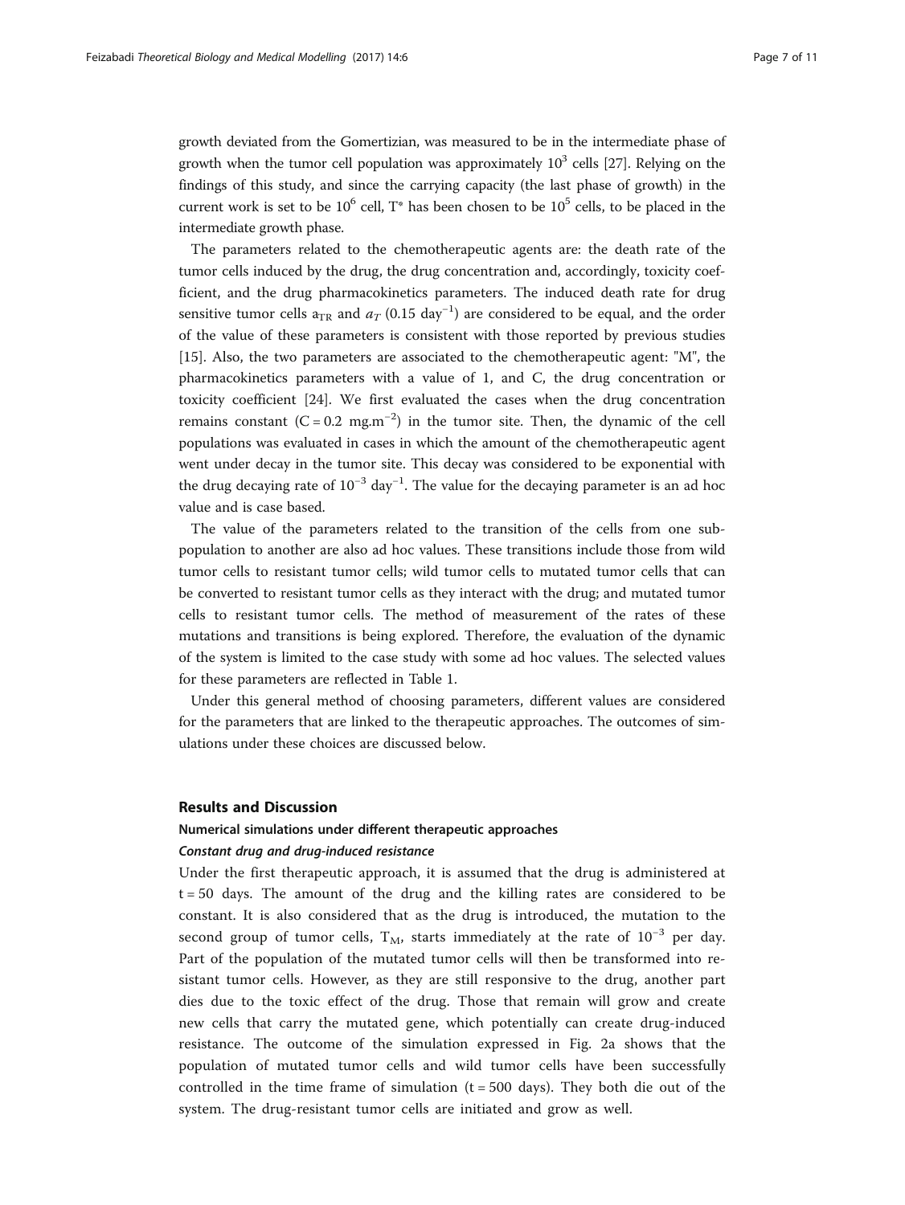growth deviated from the Gomertizian, was measured to be in the intermediate phase of growth when the tumor cell population was approximately $10^3$ cells [27]. Relying on the findings of this study, and since the carrying capacity (the last phase of growth) in the current work is set to be $10^6$ cell, $T^*$ has been chosen to be $10^5$ cells, to be placed in the intermediate growth phase.

The parameters related to the chemotherapeutic agents are: the death rate of the tumor cells induced by the drug, the drug concentration and, accordingly, toxicity coefficient, and the drug pharmacokinetics parameters. The induced death rate for drug sensitive tumor cells $a_{TR}$ and $a_T$ (0.15 $\text{day}^{-1}$) are considered to be equal, and the order of the value of these parameters is consistent with those reported by previous studies [15]. Also, the two parameters are associated to the chemotherapeutic agent: "M", the pharmacokinetics parameters with a value of 1, and C, the drug concentration or toxicity coefficient [24]. We first evaluated the cases when the drug concentration remains constant ($C = 0.2\ \text{mg.m}^{-2}$) in the tumor site. Then, the dynamic of the cell populations was evaluated in cases in which the amount of the chemotherapeutic agent went under decay in the tumor site. This decay was considered to be exponential with the drug decaying rate of $10^{-3}\ \text{day}^{-1}$. The value for the decaying parameter is an ad hoc value and is case based.

The value of the parameters related to the transition of the cells from one sub-population to another are also ad hoc values. These transitions include those from wild tumor cells to resistant tumor cells; wild tumor cells to mutated tumor cells that can be converted to resistant tumor cells as they interact with the drug; and mutated tumor cells to resistant tumor cells. The method of measurement of the rates of these mutations and transitions is being explored. Therefore, the evaluation of the dynamic of the system is limited to the case study with some ad hoc values. The selected values for these parameters are reflected in Table 1.

Under this general method of choosing parameters, different values are considered for the parameters that are linked to the therapeutic approaches. The outcomes of simulations under these choices are discussed below.

## Results and Discussion

### Numerical simulations under different therapeutic approaches

#### *Constant drug and drug-induced resistance*

Under the first therapeutic approach, it is assumed that the drug is administered at t = 50 days. The amount of the drug and the killing rates are considered to be constant. It is also considered that as the drug is introduced, the mutation to the second group of tumor cells, $T_M$, starts immediately at the rate of $10^{-3}$ per day. Part of the population of the mutated tumor cells will then be transformed into resistant tumor cells. However, as they are still responsive to the drug, another part dies due to the toxic effect of the drug. Those that remain will grow and create new cells that carry the mutated gene, which potentially can create drug-induced resistance. The outcome of the simulation expressed in Fig. 2a shows that the population of mutated tumor cells and wild tumor cells have been successfully controlled in the time frame of simulation (t = 500 days). They both die out of the system. The drug-resistant tumor cells are initiated and grow as well.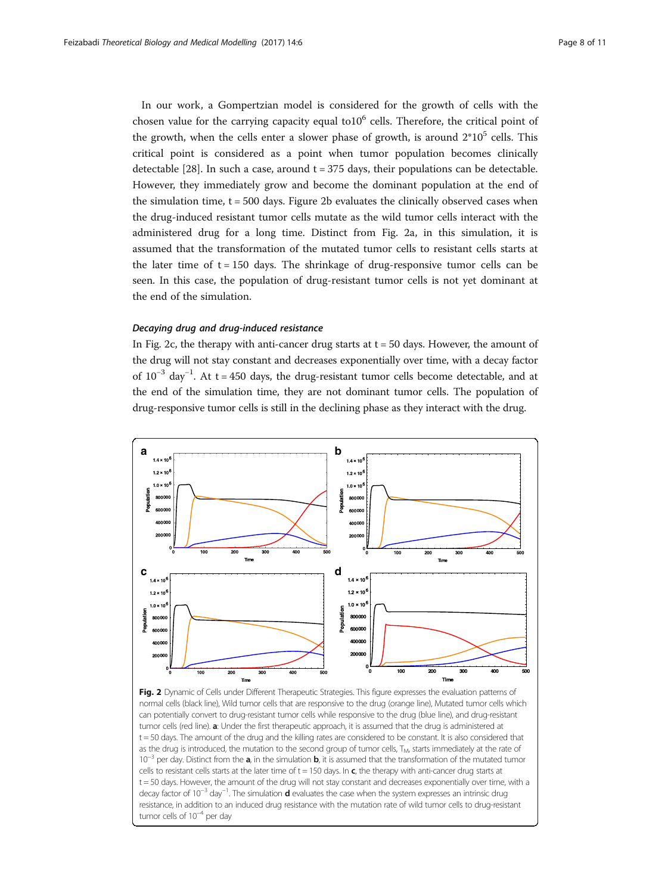In our work, a Gompertzian model is considered for the growth of cells with the chosen value for the carrying capacity equal to$10^6$ cells. Therefore, the critical point of the growth, when the cells enter a slower phase of growth, is around $2*10^5$ cells. This critical point is considered as a point when tumor population becomes clinically detectable [28]. In such a case, around t = 375 days, their populations can be detectable. However, they immediately grow and become the dominant population at the end of the simulation time, t = 500 days. Figure 2b evaluates the clinically observed cases when the drug-induced resistant tumor cells mutate as the wild tumor cells interact with the administered drug for a long time. Distinct from Fig. 2a, in this simulation, it is assumed that the transformation of the mutated tumor cells to resistant cells starts at the later time of t = 150 days. The shrinkage of drug-responsive tumor cells can be seen. In this case, the population of drug-resistant tumor cells is not yet dominant at the end of the simulation.

#### *Decaying drug and drug-induced resistance*

In Fig. 2c, the therapy with anti-cancer drug starts at t = 50 days. However, the amount of the drug will not stay constant and decreases exponentially over time, with a decay factor of $10^{-3}$ $day^{-1}$. At t = 450 days, the drug-resistant tumor cells become detectable, and at the end of the simulation time, they are not dominant tumor cells. The population of drug-responsive tumor cells is still in the declining phase as they interact with the drug.

**Fig. 2** Dynamic of Cells under Different Therapeutic Strategies. This figure expresses the evaluation patterns of normal cells (black line), Wild tumor cells that are responsive to the drug (orange line), Mutated tumor cells which can potentially convert to drug-resistant tumor cells while responsive to the drug (blue line), and drug-resistant tumor cells (red line). **a**: Under the first therapeutic approach, it is assumed that the drug is administered at t = 50 days. The amount of the drug and the killing rates are considered to be constant. It is also considered that as the drug is introduced, the mutation to the second group of tumor cells, $T_M$, starts immediately at the rate of $10^{-3}$ per day. Distinct from the **a**, in the simulation **b**, it is assumed that the transformation of the mutated tumor cells to resistant cells starts at the later time of t = 150 days. In **c**, the therapy with anti-cancer drug starts at t = 50 days. However, the amount of the drug will not stay constant and decreases exponentially over time, with a decay factor of $10^{-3}$ $day^{-1}$. The simulation **d** evaluates the case when the system expresses an intrinsic drug resistance, in addition to an induced drug resistance with the mutation rate of wild tumor cells to drug-resistant tumor cells of $10^{-4}$ per day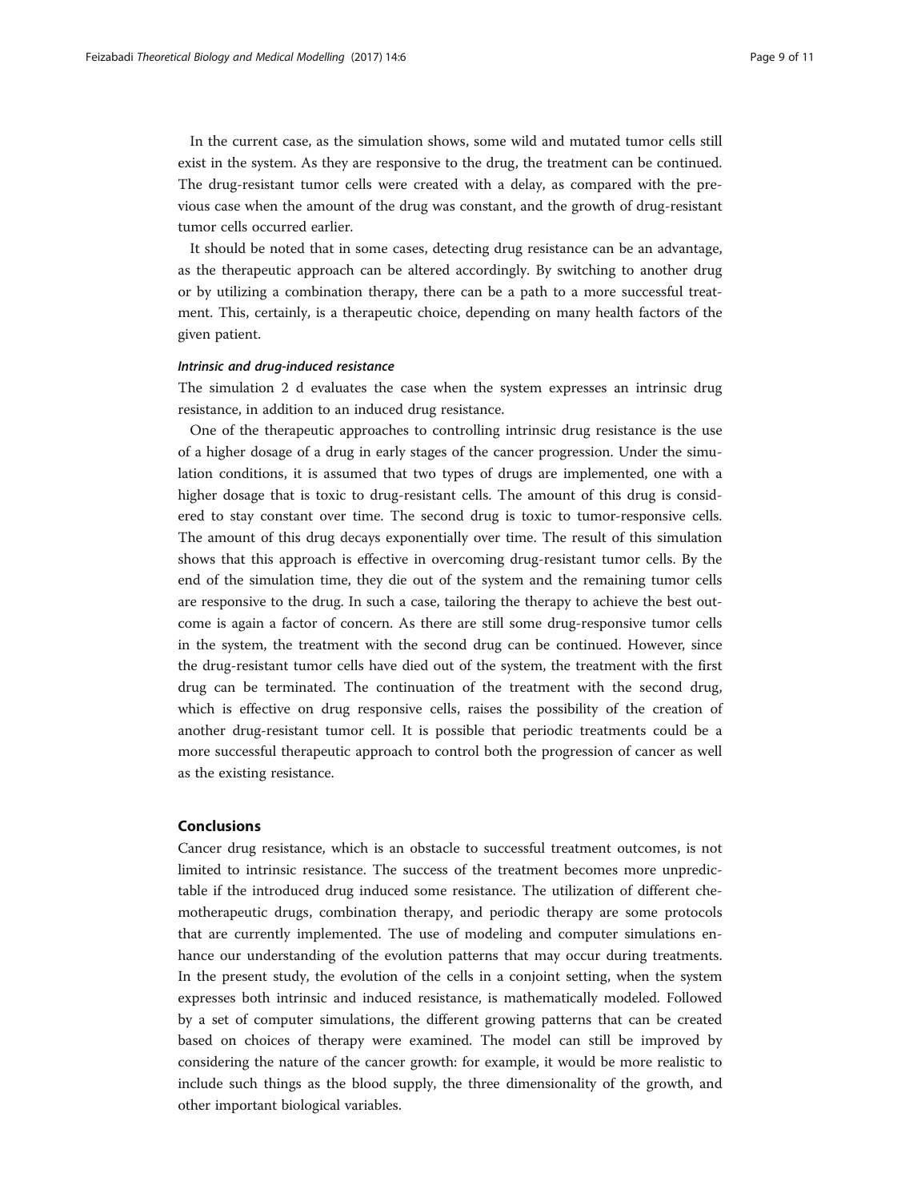In the current case, as the simulation shows, some wild and mutated tumor cells still exist in the system. As they are responsive to the drug, the treatment can be continued. The drug-resistant tumor cells were created with a delay, as compared with the previous case when the amount of the drug was constant, and the growth of drug-resistant tumor cells occurred earlier.

It should be noted that in some cases, detecting drug resistance can be an advantage, as the therapeutic approach can be altered accordingly. By switching to another drug or by utilizing a combination therapy, there can be a path to a more successful treatment. This, certainly, is a therapeutic choice, depending on many health factors of the given patient.

#### *Intrinsic and drug-induced resistance*

The simulation 2 d evaluates the case when the system expresses an intrinsic drug resistance, in addition to an induced drug resistance.

One of the therapeutic approaches to controlling intrinsic drug resistance is the use of a higher dosage of a drug in early stages of the cancer progression. Under the simulation conditions, it is assumed that two types of drugs are implemented, one with a higher dosage that is toxic to drug-resistant cells. The amount of this drug is considered to stay constant over time. The second drug is toxic to tumor-responsive cells. The amount of this drug decays exponentially over time. The result of this simulation shows that this approach is effective in overcoming drug-resistant tumor cells. By the end of the simulation time, they die out of the system and the remaining tumor cells are responsive to the drug. In such a case, tailoring the therapy to achieve the best outcome is again a factor of concern. As there are still some drug-responsive tumor cells in the system, the treatment with the second drug can be continued. However, since the drug-resistant tumor cells have died out of the system, the treatment with the first drug can be terminated. The continuation of the treatment with the second drug, which is effective on drug responsive cells, raises the possibility of the creation of another drug-resistant tumor cell. It is possible that periodic treatments could be a more successful therapeutic approach to control both the progression of cancer as well as the existing resistance.

## Conclusions

Cancer drug resistance, which is an obstacle to successful treatment outcomes, is not limited to intrinsic resistance. The success of the treatment becomes more unpredictable if the introduced drug induced some resistance. The utilization of different chemotherapeutic drugs, combination therapy, and periodic therapy are some protocols that are currently implemented. The use of modeling and computer simulations enhance our understanding of the evolution patterns that may occur during treatments. In the present study, the evolution of the cells in a conjoint setting, when the system expresses both intrinsic and induced resistance, is mathematically modeled. Followed by a set of computer simulations, the different growing patterns that can be created based on choices of therapy were examined. The model can still be improved by considering the nature of the cancer growth: for example, it would be more realistic to include such things as the blood supply, the three dimensionality of the growth, and other important biological variables.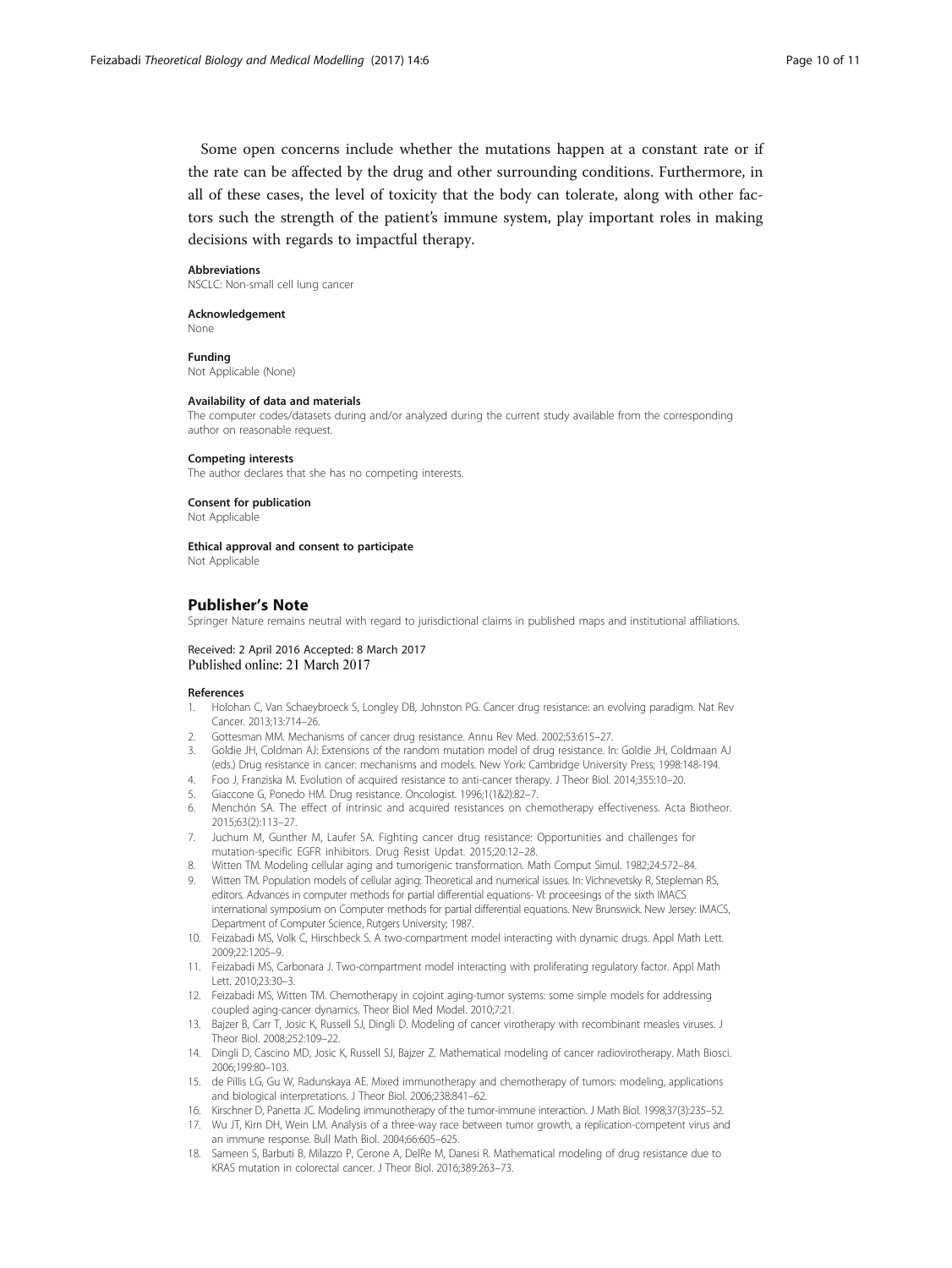Some open concerns include whether the mutations happen at a constant rate or if the rate can be affected by the drug and other surrounding conditions. Furthermore, in all of these cases, the level of toxicity that the body can tolerate, along with other factors such the strength of the patient's immune system, play important roles in making decisions with regards to impactful therapy.

#### Abbreviations
NSCLC: Non-small cell lung cancer

#### Acknowledgement
None

#### Funding
Not Applicable (None)

#### Availability of data and materials
The computer codes/datasets during and/or analyzed during the current study available from the corresponding author on reasonable request.

#### Competing interests
The author declares that she has no competing interests.

#### Consent for publication
Not Applicable

#### Ethical approval and consent to participate
Not Applicable

## Publisher's Note
Springer Nature remains neutral with regard to jurisdictional claims in published maps and institutional affiliations.

Received: 2 April 2016 Accepted: 8 March 2017
Published online: 21 March 2017

#### References
1. Holohan C, Van Schaeybroeck S, Longley DB, Johnston PG. Cancer drug resistance: an evolving paradigm. Nat Rev Cancer. 2013;13:714–26.
2. Gottesman MM. Mechanisms of cancer drug resistance. Annu Rev Med. 2002;53:615–27.
3. Goldie JH, Coldman AJ: Extensions of the random mutation model of drug resistance. In: Goldie JH, Coldmaan AJ (eds.) Drug resistance in cancer: mechanisms and models. New York: Cambridge University Press; 1998:148-194.
4. Foo J, Franziska M. Evolution of acquired resistance to anti-cancer therapy. J Theor Biol. 2014;355:10–20.
5. Giaccone G, Ponedo HM. Drug resistance. Oncologist. 1996;1(1&2):82–7.
6. Menchón SA. The effect of intrinsic and acquired resistances on chemotherapy effectiveness. Acta Biotheor. 2015;63(2):113–27.
7. Juchum M, Gunther M, Laufer SA. Fighting cancer drug resistance: Opportunities and challenges for mutation-specific EGFR inhibitors. Drug Resist Updat. 2015;20:12–28.
8. Witten TM. Modeling cellular aging and tumorigenic transformation. Math Comput Simul. 1982;24:572–84.
9. Witten TM. Population models of cellular aging: Theoretical and numerical issues. In: Vichnevetsky R, Stepleman RS, editors. Advances in computer methods for partial differential equations- VI: proceesings of the sixth IMACS international symposium on Computer methods for partial differential equations. New Brunswick. New Jersey: IMACS, Department of Computer Science, Rutgers University; 1987.
10. Feizabadi MS, Volk C, Hirschbeck S. A two-compartment model interacting with dynamic drugs. Appl Math Lett. 2009;22:1205–9.
11. Feizabadi MS, Carbonara J. Two-compartment model interacting with proliferating regulatory factor. Appl Math Lett. 2010;23:30–3.
12. Feizabadi MS, Witten TM. Chemotherapy in cojoint aging-tumor systems: some simple models for addressing coupled aging-cancer dynamics. Theor Biol Med Model. 2010;7:21.
13. Bajzer B, Carr T, Josic K, Russell SJ, Dingli D. Modeling of cancer virotherapy with recombinant measles viruses. J Theor Biol. 2008;252:109–22.
14. Dingli D, Cascino MD, Josic K, Russell SJ, Bajzer Z. Mathematical modeling of cancer radiovirotherapy. Math Biosci. 2006;199:80–103.
15. de Pillis LG, Gu W, Radunskaya AE. Mixed immunotherapy and chemotherapy of tumors: modeling, applications and biological interpretations. J Theor Biol. 2006;238:841–62.
16. Kirschner D, Panetta JC. Modeling immunotherapy of the tumor-immune interaction. J Math Biol. 1998;37(3):235–52.
17. Wu JT, Kirn DH, Wein LM. Analysis of a three-way race between tumor growth, a replication-competent virus and an immune response. Bull Math Biol. 2004;66:605–625.
18. Sameen S, Barbuti B, Milazzo P, Cerone A, DelRe M, Danesi R. Mathematical modeling of drug resistance due to KRAS mutation in colorectal cancer. J Theor Biol. 2016;389:263–73.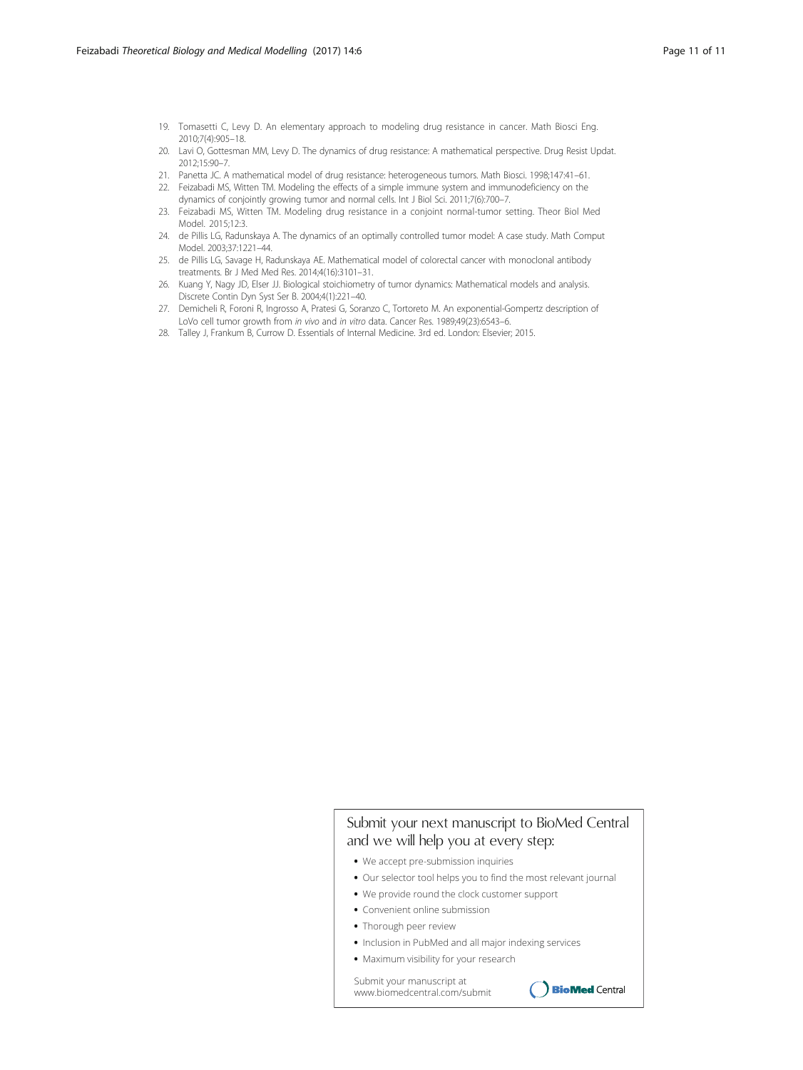19. Tomasetti C, Levy D. An elementary approach to modeling drug resistance in cancer. Math Biosci Eng. 2010;7(4):905–18.
20. Lavi O, Gottesman MM, Levy D. The dynamics of drug resistance: A mathematical perspective. Drug Resist Updat. 2012;15:90–7.
21. Panetta JC. A mathematical model of drug resistance: heterogeneous tumors. Math Biosci. 1998;147:41–61.
22. Feizabadi MS, Witten TM. Modeling the effects of a simple immune system and immunodeficiency on the dynamics of conjointly growing tumor and normal cells. Int J Biol Sci. 2011;7(6):700–7.
23. Feizabadi MS, Witten TM. Modeling drug resistance in a conjoint normal-tumor setting. Theor Biol Med Model. 2015;12:3.
24. de Pillis LG, Radunskaya A. The dynamics of an optimally controlled tumor model: A case study. Math Comput Model. 2003;37:1221–44.
25. de Pillis LG, Savage H, Radunskaya AE. Mathematical model of colorectal cancer with monoclonal antibody treatments. Br J Med Med Res. 2014;4(16):3101–31.
26. Kuang Y, Nagy JD, Elser JJ. Biological stoichiometry of tumor dynamics: Mathematical models and analysis. Discrete Contin Dyn Syst Ser B. 2004;4(1):221–40.
27. Demicheli R, Foroni R, Ingrosso A, Pratesi G, Soranzo C, Tortoreto M. An exponential-Gompertz description of LoVo cell tumor growth from *in vivo* and *in vitro* data. Cancer Res. 1989;49(23):6543–6.
28. Talley J, Frankum B, Currow D. Essentials of Internal Medicine. 3rd ed. London: Elsevier; 2015.

Submit your next manuscript to BioMed Central and we will help you at every step:

- We accept pre-submission inquiries
- Our selector tool helps you to find the most relevant journal
- We provide round the clock customer support
- Convenient online submission
- Thorough peer review
- Inclusion in PubMed and all major indexing services
- Maximum visibility for your research

Submit your manuscript at www.biomedcentral.com/submit

BioMed Central